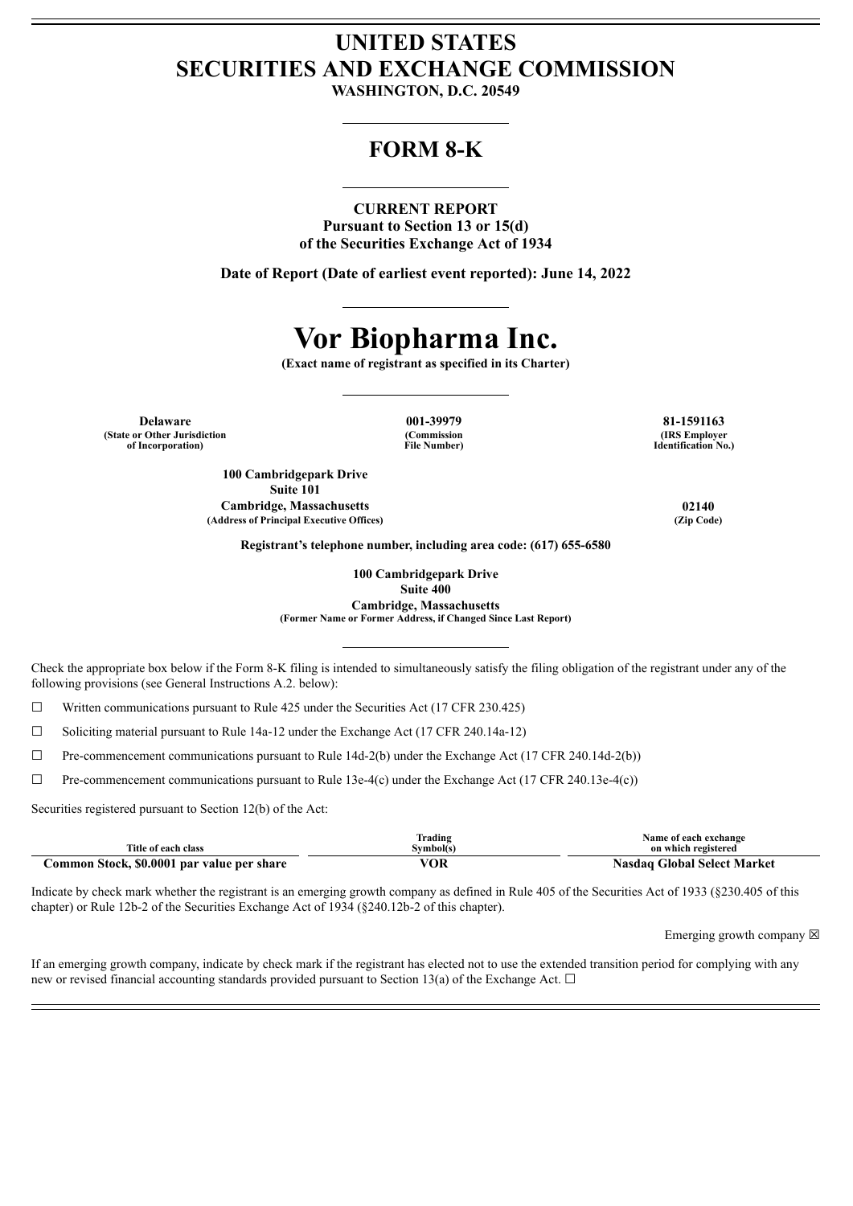# UNITED STATES SECURITIES AND EXCHANGE COMMISSION

**WASHINGTON, D.C. 20549**

## FORM 8-K

**CURRENT REPORT**
**Pursuant to Section 13 or 15(d)**
**of the Securities Exchange Act of 1934**

**Date of Report (Date of earliest event reported): June 14, 2022**

# Vor Biopharma Inc.

**(Exact name of registrant as specified in its Charter)**

| Delaware | 001-39979 | 81-1591163 |
|---|---|---|
| (State or Other Jurisdiction of Incorporation) | (Commission File Number) | (IRS Employer Identification No.) |

| 100 Cambridgepark Drive<br>Suite 101<br>Cambridge, Massachusetts | 02140 |
|---|---|
| (Address of Principal Executive Offices) | (Zip Code) |

**Registrant's telephone number, including area code: (617) 655-6580**

**100 Cambridgepark Drive**
**Suite 400**
**Cambridge, Massachusetts**
**(Former Name or Former Address, if Changed Since Last Report)**

Check the appropriate box below if the Form 8-K filing is intended to simultaneously satisfy the filing obligation of the registrant under any of the following provisions (see General Instructions A.2. below):

☐ Written communications pursuant to Rule 425 under the Securities Act (17 CFR 230.425)

☐ Soliciting material pursuant to Rule 14a-12 under the Exchange Act (17 CFR 240.14a-12)

☐ Pre-commencement communications pursuant to Rule 14d-2(b) under the Exchange Act (17 CFR 240.14d-2(b))

☐ Pre-commencement communications pursuant to Rule 13e-4(c) under the Exchange Act (17 CFR 240.13e-4(c))

Securities registered pursuant to Section 12(b) of the Act:

| Title of each class | Trading Symbol(s) | Name of each exchange on which registered |
|---|---|---|
| **Common Stock, $0.0001 par value per share** | **VOR** | **Nasdaq Global Select Market** |

Indicate by check mark whether the registrant is an emerging growth company as defined in Rule 405 of the Securities Act of 1933 (§230.405 of this chapter) or Rule 12b-2 of the Securities Exchange Act of 1934 (§240.12b-2 of this chapter).

Emerging growth company ☒

If an emerging growth company, indicate by check mark if the registrant has elected not to use the extended transition period for complying with any new or revised financial accounting standards provided pursuant to Section 13(a) of the Exchange Act. ☐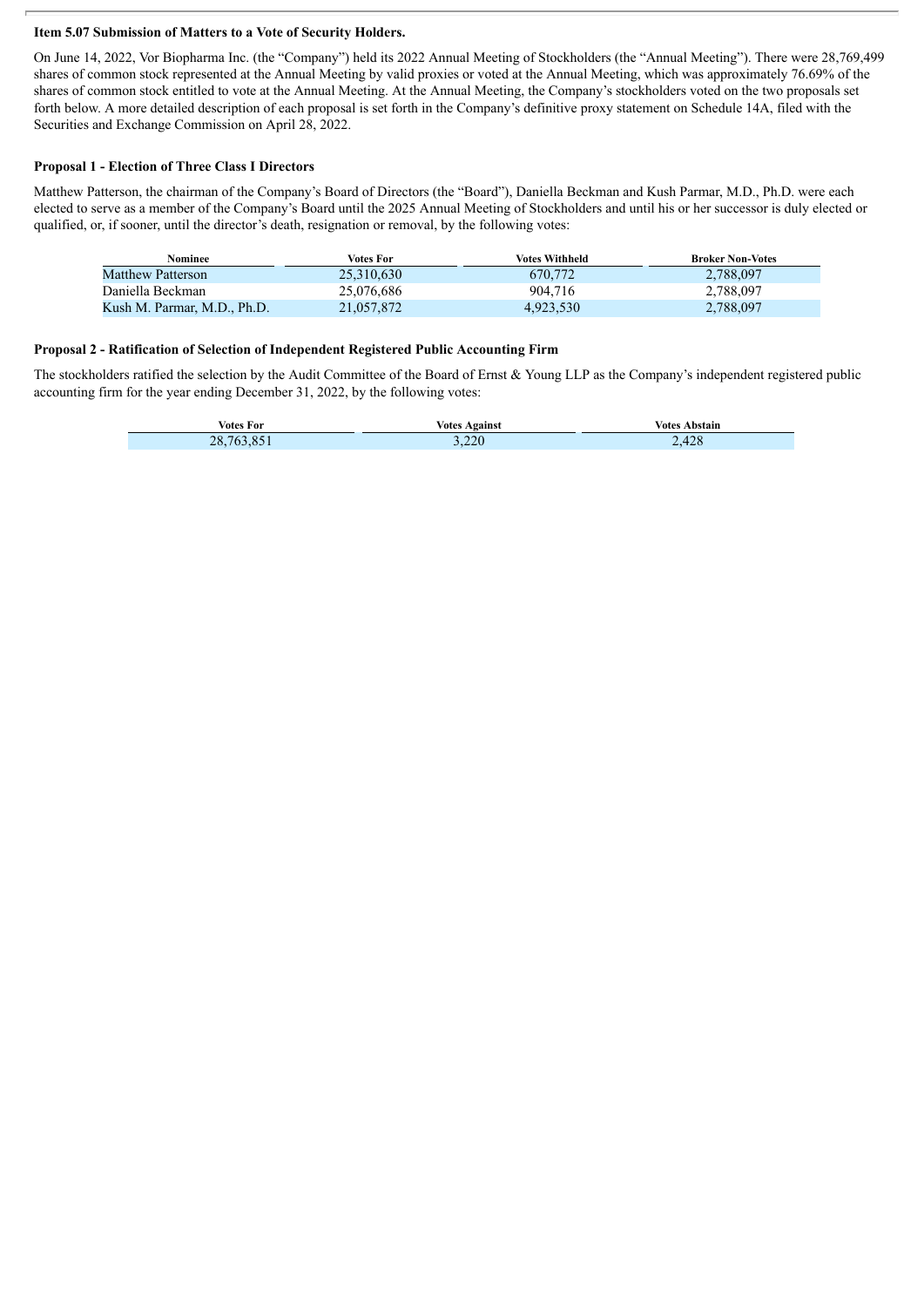**Item 5.07 Submission of Matters to a Vote of Security Holders.**

On June 14, 2022, Vor Biopharma Inc. (the "Company") held its 2022 Annual Meeting of Stockholders (the "Annual Meeting"). There were 28,769,499 shares of common stock represented at the Annual Meeting by valid proxies or voted at the Annual Meeting, which was approximately 76.69% of the shares of common stock entitled to vote at the Annual Meeting. At the Annual Meeting, the Company's stockholders voted on the two proposals set forth below. A more detailed description of each proposal is set forth in the Company's definitive proxy statement on Schedule 14A, filed with the Securities and Exchange Commission on April 28, 2022.

**Proposal 1 - Election of Three Class I Directors**

Matthew Patterson, the chairman of the Company's Board of Directors (the "Board"), Daniella Beckman and Kush Parmar, M.D., Ph.D. were each elected to serve as a member of the Company's Board until the 2025 Annual Meeting of Stockholders and until his or her successor is duly elected or qualified, or, if sooner, until the director's death, resignation or removal, by the following votes:

| Nominee | Votes For | Votes Withheld | Broker Non-Votes |
|---|---|---|---|
| Matthew Patterson | 25,310,630 | 670,772 | 2,788,097 |
| Daniella Beckman | 25,076,686 | 904,716 | 2,788,097 |
| Kush M. Parmar, M.D., Ph.D. | 21,057,872 | 4,923,530 | 2,788,097 |

**Proposal 2 - Ratification of Selection of Independent Registered Public Accounting Firm**

The stockholders ratified the selection by the Audit Committee of the Board of Ernst & Young LLP as the Company's independent registered public accounting firm for the year ending December 31, 2022, by the following votes:

| Votes For | Votes Against | Votes Abstain |
|---|---|---|
| 28,763,851 | 3,220 | 2,428 |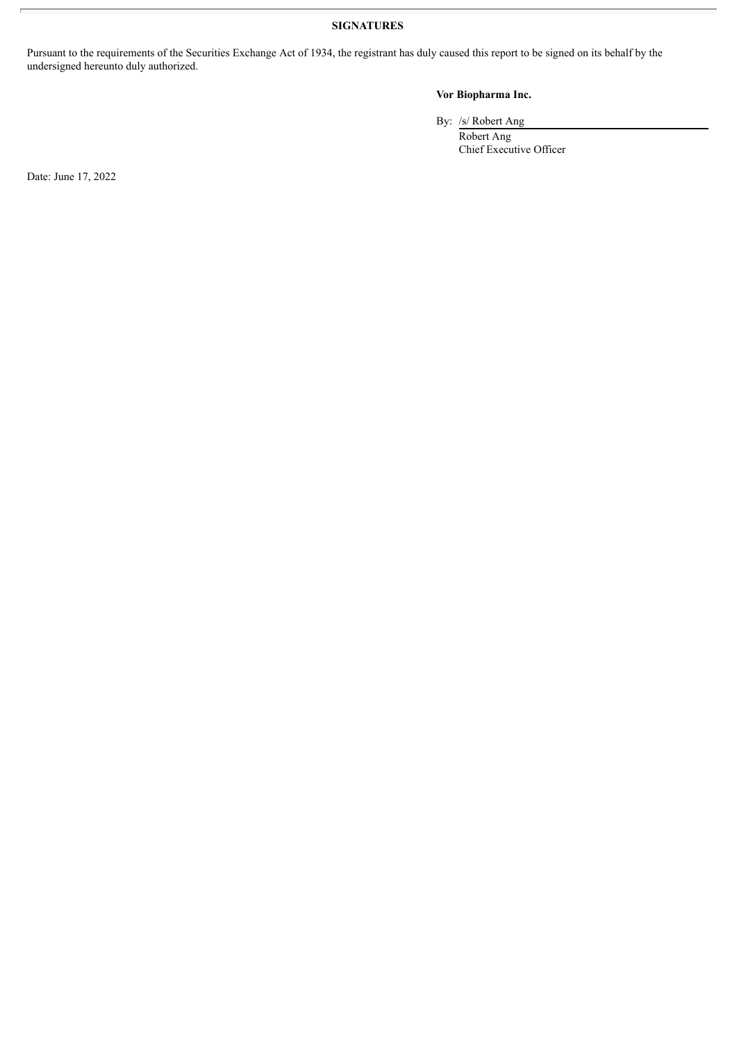**SIGNATURES**

Pursuant to the requirements of the Securities Exchange Act of 1934, the registrant has duly caused this report to be signed on its behalf by the undersigned hereunto duly authorized.

**Vor Biopharma Inc.**

By: /s/ Robert Ang
Robert Ang
Chief Executive Officer

Date: June 17, 2022